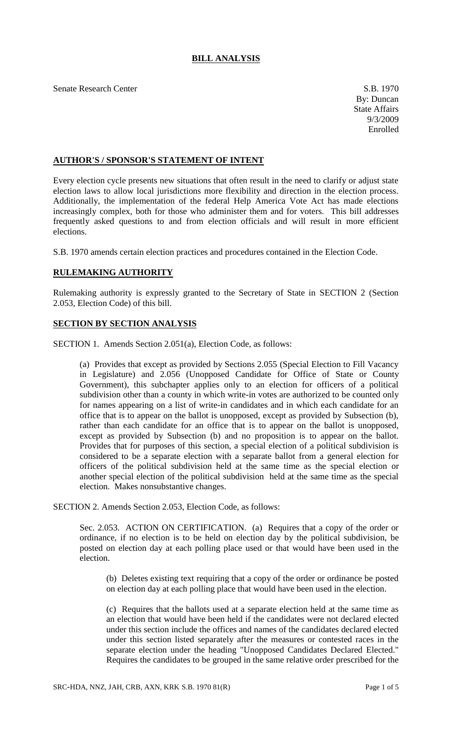# BILL ANALYSIS

Senate Research Center

S.B. 1970
By: Duncan
State Affairs
9/3/2009
Enrolled

## AUTHOR'S / SPONSOR'S STATEMENT OF INTENT

Every election cycle presents new situations that often result in the need to clarify or adjust state election laws to allow local jurisdictions more flexibility and direction in the election process. Additionally, the implementation of the federal Help America Vote Act has made elections increasingly complex, both for those who administer them and for voters. This bill addresses frequently asked questions to and from election officials and will result in more efficient elections.

S.B. 1970 amends certain election practices and procedures contained in the Election Code.

## RULEMAKING AUTHORITY

Rulemaking authority is expressly granted to the Secretary of State in SECTION 2 (Section 2.053, Election Code) of this bill.

## SECTION BY SECTION ANALYSIS

SECTION 1. Amends Section 2.051(a), Election Code, as follows:

(a) Provides that except as provided by Sections 2.055 (Special Election to Fill Vacancy in Legislature) and 2.056 (Unopposed Candidate for Office of State or County Government), this subchapter applies only to an election for officers of a political subdivision other than a county in which write-in votes are authorized to be counted only for names appearing on a list of write-in candidates and in which each candidate for an office that is to appear on the ballot is unopposed, except as provided by Subsection (b), rather than each candidate for an office that is to appear on the ballot is unopposed, except as provided by Subsection (b) and no proposition is to appear on the ballot. Provides that for purposes of this section, a special election of a political subdivision is considered to be a separate election with a separate ballot from a general election for officers of the political subdivision held at the same time as the special election or another special election of the political subdivision held at the same time as the special election. Makes nonsubstantive changes.

SECTION 2. Amends Section 2.053, Election Code, as follows:

Sec. 2.053. ACTION ON CERTIFICATION. (a) Requires that a copy of the order or ordinance, if no election is to be held on election day by the political subdivision, be posted on election day at each polling place used or that would have been used in the election.

(b) Deletes existing text requiring that a copy of the order or ordinance be posted on election day at each polling place that would have been used in the election.

(c) Requires that the ballots used at a separate election held at the same time as an election that would have been held if the candidates were not declared elected under this section include the offices and names of the candidates declared elected under this section listed separately after the measures or contested races in the separate election under the heading "Unopposed Candidates Declared Elected." Requires the candidates to be grouped in the same relative order prescribed for the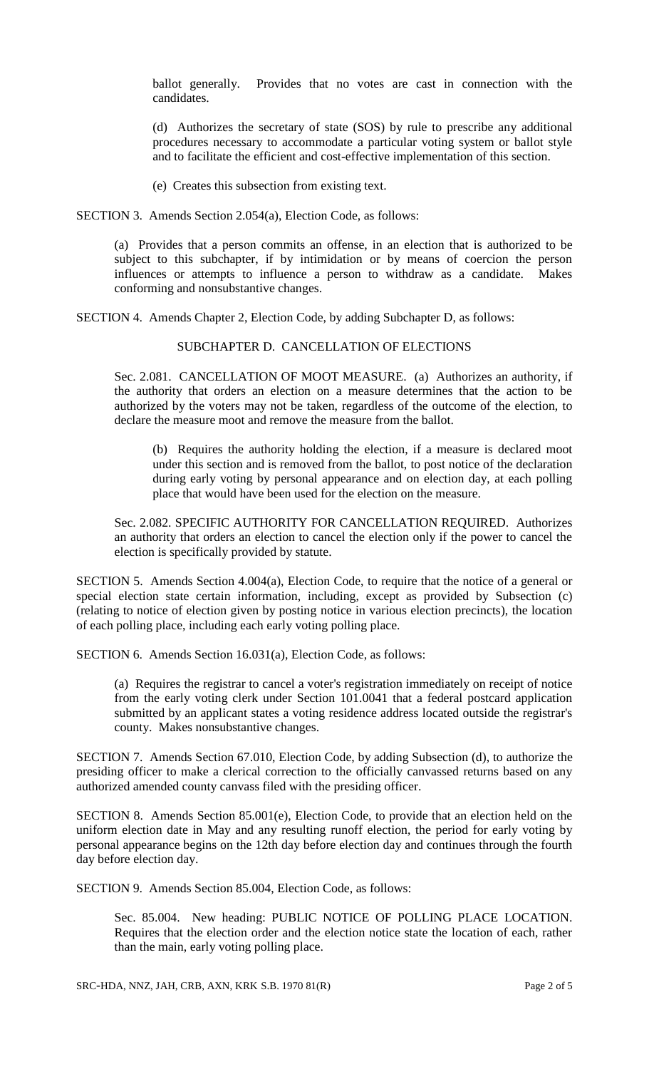ballot generally. Provides that no votes are cast in connection with the candidates.

(d) Authorizes the secretary of state (SOS) by rule to prescribe any additional procedures necessary to accommodate a particular voting system or ballot style and to facilitate the efficient and cost-effective implementation of this section.

(e) Creates this subsection from existing text.

SECTION 3. Amends Section 2.054(a), Election Code, as follows:

(a) Provides that a person commits an offense, in an election that is authorized to be subject to this subchapter, if by intimidation or by means of coercion the person influences or attempts to influence a person to withdraw as a candidate. Makes conforming and nonsubstantive changes.

SECTION 4. Amends Chapter 2, Election Code, by adding Subchapter D, as follows:

SUBCHAPTER D. CANCELLATION OF ELECTIONS

Sec. 2.081. CANCELLATION OF MOOT MEASURE. (a) Authorizes an authority, if the authority that orders an election on a measure determines that the action to be authorized by the voters may not be taken, regardless of the outcome of the election, to declare the measure moot and remove the measure from the ballot.

(b) Requires the authority holding the election, if a measure is declared moot under this section and is removed from the ballot, to post notice of the declaration during early voting by personal appearance and on election day, at each polling place that would have been used for the election on the measure.

Sec. 2.082. SPECIFIC AUTHORITY FOR CANCELLATION REQUIRED. Authorizes an authority that orders an election to cancel the election only if the power to cancel the election is specifically provided by statute.

SECTION 5. Amends Section 4.004(a), Election Code, to require that the notice of a general or special election state certain information, including, except as provided by Subsection (c) (relating to notice of election given by posting notice in various election precincts), the location of each polling place, including each early voting polling place.

SECTION 6. Amends Section 16.031(a), Election Code, as follows:

(a) Requires the registrar to cancel a voter's registration immediately on receipt of notice from the early voting clerk under Section 101.0041 that a federal postcard application submitted by an applicant states a voting residence address located outside the registrar's county. Makes nonsubstantive changes.

SECTION 7. Amends Section 67.010, Election Code, by adding Subsection (d), to authorize the presiding officer to make a clerical correction to the officially canvassed returns based on any authorized amended county canvass filed with the presiding officer.

SECTION 8. Amends Section 85.001(e), Election Code, to provide that an election held on the uniform election date in May and any resulting runoff election, the period for early voting by personal appearance begins on the 12th day before election day and continues through the fourth day before election day.

SECTION 9. Amends Section 85.004, Election Code, as follows:

Sec. 85.004. New heading: PUBLIC NOTICE OF POLLING PLACE LOCATION. Requires that the election order and the election notice state the location of each, rather than the main, early voting polling place.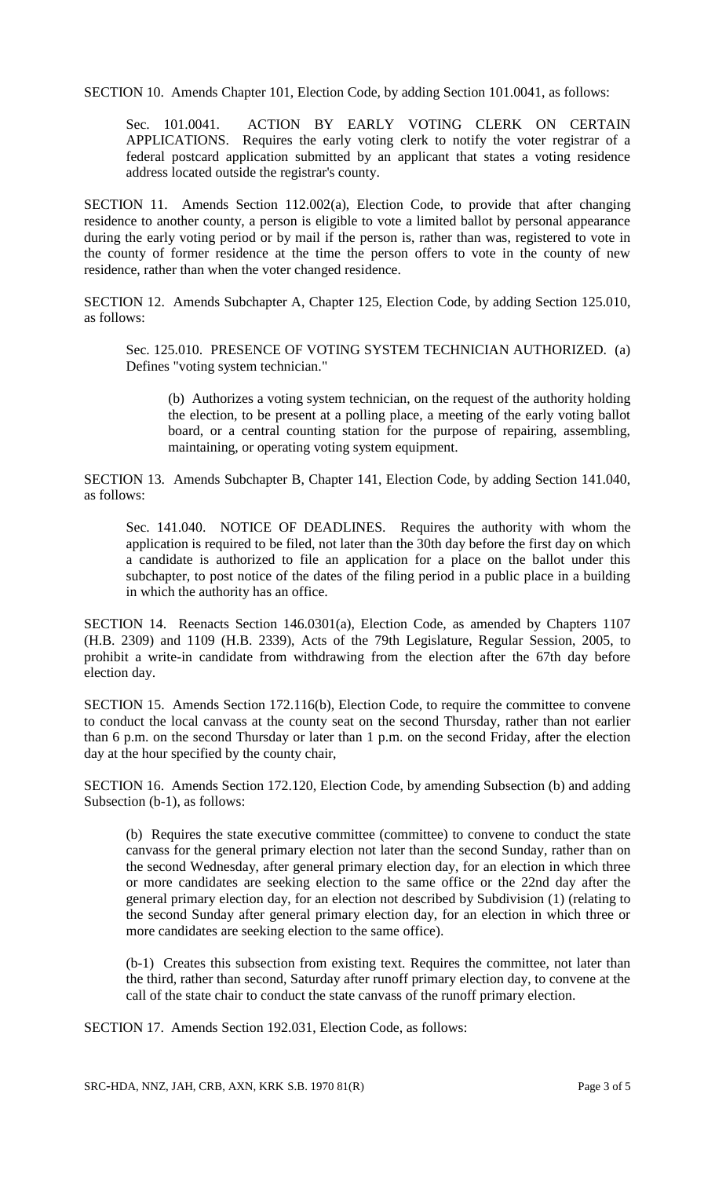SECTION 10. Amends Chapter 101, Election Code, by adding Section 101.0041, as follows:

Sec. 101.0041. ACTION BY EARLY VOTING CLERK ON CERTAIN APPLICATIONS. Requires the early voting clerk to notify the voter registrar of a federal postcard application submitted by an applicant that states a voting residence address located outside the registrar's county.

SECTION 11. Amends Section 112.002(a), Election Code, to provide that after changing residence to another county, a person is eligible to vote a limited ballot by personal appearance during the early voting period or by mail if the person is, rather than was, registered to vote in the county of former residence at the time the person offers to vote in the county of new residence, rather than when the voter changed residence.

SECTION 12. Amends Subchapter A, Chapter 125, Election Code, by adding Section 125.010, as follows:

Sec. 125.010. PRESENCE OF VOTING SYSTEM TECHNICIAN AUTHORIZED. (a) Defines "voting system technician."

(b) Authorizes a voting system technician, on the request of the authority holding the election, to be present at a polling place, a meeting of the early voting ballot board, or a central counting station for the purpose of repairing, assembling, maintaining, or operating voting system equipment.

SECTION 13. Amends Subchapter B, Chapter 141, Election Code, by adding Section 141.040, as follows:

Sec. 141.040. NOTICE OF DEADLINES. Requires the authority with whom the application is required to be filed, not later than the 30th day before the first day on which a candidate is authorized to file an application for a place on the ballot under this subchapter, to post notice of the dates of the filing period in a public place in a building in which the authority has an office.

SECTION 14. Reenacts Section 146.0301(a), Election Code, as amended by Chapters 1107 (H.B. 2309) and 1109 (H.B. 2339), Acts of the 79th Legislature, Regular Session, 2005, to prohibit a write-in candidate from withdrawing from the election after the 67th day before election day.

SECTION 15. Amends Section 172.116(b), Election Code, to require the committee to convene to conduct the local canvass at the county seat on the second Thursday, rather than not earlier than 6 p.m. on the second Thursday or later than 1 p.m. on the second Friday, after the election day at the hour specified by the county chair,

SECTION 16. Amends Section 172.120, Election Code, by amending Subsection (b) and adding Subsection (b-1), as follows:

(b) Requires the state executive committee (committee) to convene to conduct the state canvass for the general primary election not later than the second Sunday, rather than on the second Wednesday, after general primary election day, for an election in which three or more candidates are seeking election to the same office or the 22nd day after the general primary election day, for an election not described by Subdivision (1) (relating to the second Sunday after general primary election day, for an election in which three or more candidates are seeking election to the same office).

(b-1) Creates this subsection from existing text. Requires the committee, not later than the third, rather than second, Saturday after runoff primary election day, to convene at the call of the state chair to conduct the state canvass of the runoff primary election.

SECTION 17. Amends Section 192.031, Election Code, as follows: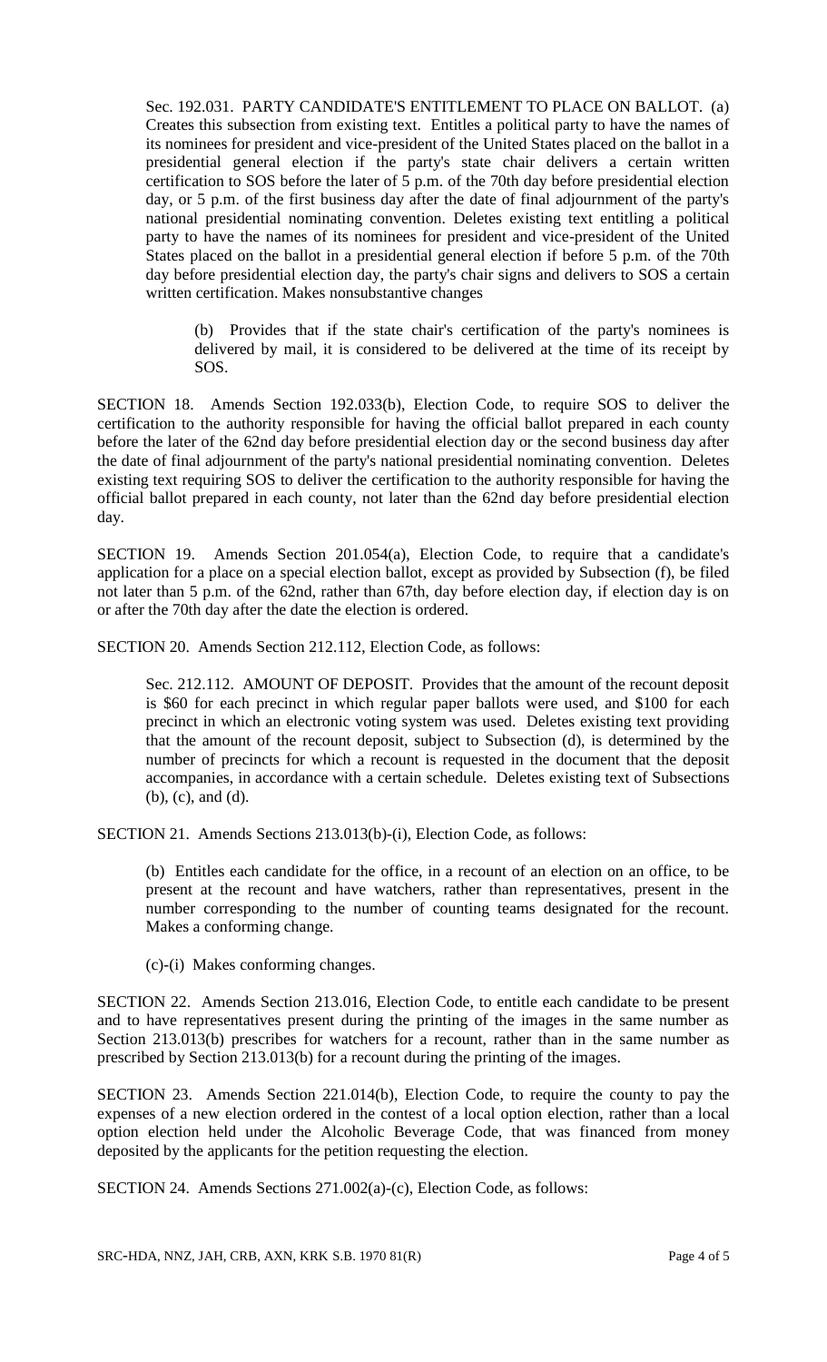Sec. 192.031. PARTY CANDIDATE'S ENTITLEMENT TO PLACE ON BALLOT. (a) Creates this subsection from existing text. Entitles a political party to have the names of its nominees for president and vice-president of the United States placed on the ballot in a presidential general election if the party's state chair delivers a certain written certification to SOS before the later of 5 p.m. of the 70th day before presidential election day, or 5 p.m. of the first business day after the date of final adjournment of the party's national presidential nominating convention. Deletes existing text entitling a political party to have the names of its nominees for president and vice-president of the United States placed on the ballot in a presidential general election if before 5 p.m. of the 70th day before presidential election day, the party's chair signs and delivers to SOS a certain written certification. Makes nonsubstantive changes

> (b) Provides that if the state chair's certification of the party's nominees is delivered by mail, it is considered to be delivered at the time of its receipt by SOS.

SECTION 18. Amends Section 192.033(b), Election Code, to require SOS to deliver the certification to the authority responsible for having the official ballot prepared in each county before the later of the 62nd day before presidential election day or the second business day after the date of final adjournment of the party's national presidential nominating convention. Deletes existing text requiring SOS to deliver the certification to the authority responsible for having the official ballot prepared in each county, not later than the 62nd day before presidential election day.

SECTION 19. Amends Section 201.054(a), Election Code, to require that a candidate's application for a place on a special election ballot, except as provided by Subsection (f), be filed not later than 5 p.m. of the 62nd, rather than 67th, day before election day, if election day is on or after the 70th day after the date the election is ordered.

SECTION 20. Amends Section 212.112, Election Code, as follows:

> Sec. 212.112. AMOUNT OF DEPOSIT. Provides that the amount of the recount deposit is $60 for each precinct in which regular paper ballots were used, and $100 for each precinct in which an electronic voting system was used. Deletes existing text providing that the amount of the recount deposit, subject to Subsection (d), is determined by the number of precincts for which a recount is requested in the document that the deposit accompanies, in accordance with a certain schedule. Deletes existing text of Subsections (b), (c), and (d).

SECTION 21. Amends Sections 213.013(b)-(i), Election Code, as follows:

> (b) Entitles each candidate for the office, in a recount of an election on an office, to be present at the recount and have watchers, rather than representatives, present in the number corresponding to the number of counting teams designated for the recount. Makes a conforming change.
>
> (c)-(i) Makes conforming changes.

SECTION 22. Amends Section 213.016, Election Code, to entitle each candidate to be present and to have representatives present during the printing of the images in the same number as Section 213.013(b) prescribes for watchers for a recount, rather than in the same number as prescribed by Section 213.013(b) for a recount during the printing of the images.

SECTION 23. Amends Section 221.014(b), Election Code, to require the county to pay the expenses of a new election ordered in the contest of a local option election, rather than a local option election held under the Alcoholic Beverage Code, that was financed from money deposited by the applicants for the petition requesting the election.

SECTION 24. Amends Sections 271.002(a)-(c), Election Code, as follows: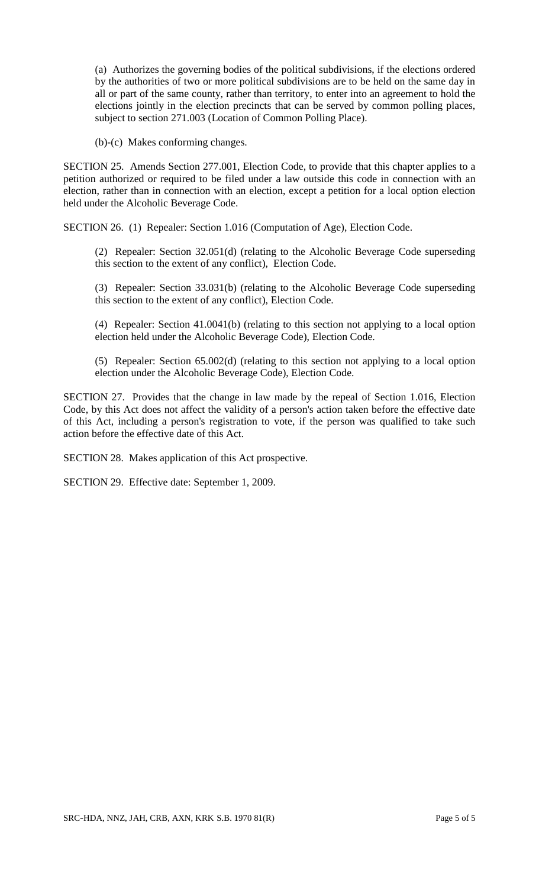(a) Authorizes the governing bodies of the political subdivisions, if the elections ordered by the authorities of two or more political subdivisions are to be held on the same day in all or part of the same county, rather than territory, to enter into an agreement to hold the elections jointly in the election precincts that can be served by common polling places, subject to section 271.003 (Location of Common Polling Place).

(b)-(c) Makes conforming changes.

SECTION 25. Amends Section 277.001, Election Code, to provide that this chapter applies to a petition authorized or required to be filed under a law outside this code in connection with an election, rather than in connection with an election, except a petition for a local option election held under the Alcoholic Beverage Code.

SECTION 26. (1) Repealer: Section 1.016 (Computation of Age), Election Code.

(2) Repealer: Section 32.051(d) (relating to the Alcoholic Beverage Code superseding this section to the extent of any conflict), Election Code.

(3) Repealer: Section 33.031(b) (relating to the Alcoholic Beverage Code superseding this section to the extent of any conflict), Election Code.

(4) Repealer: Section 41.0041(b) (relating to this section not applying to a local option election held under the Alcoholic Beverage Code), Election Code.

(5) Repealer: Section 65.002(d) (relating to this section not applying to a local option election under the Alcoholic Beverage Code), Election Code.

SECTION 27. Provides that the change in law made by the repeal of Section 1.016, Election Code, by this Act does not affect the validity of a person's action taken before the effective date of this Act, including a person's registration to vote, if the person was qualified to take such action before the effective date of this Act.

SECTION 28. Makes application of this Act prospective.

SECTION 29. Effective date: September 1, 2009.